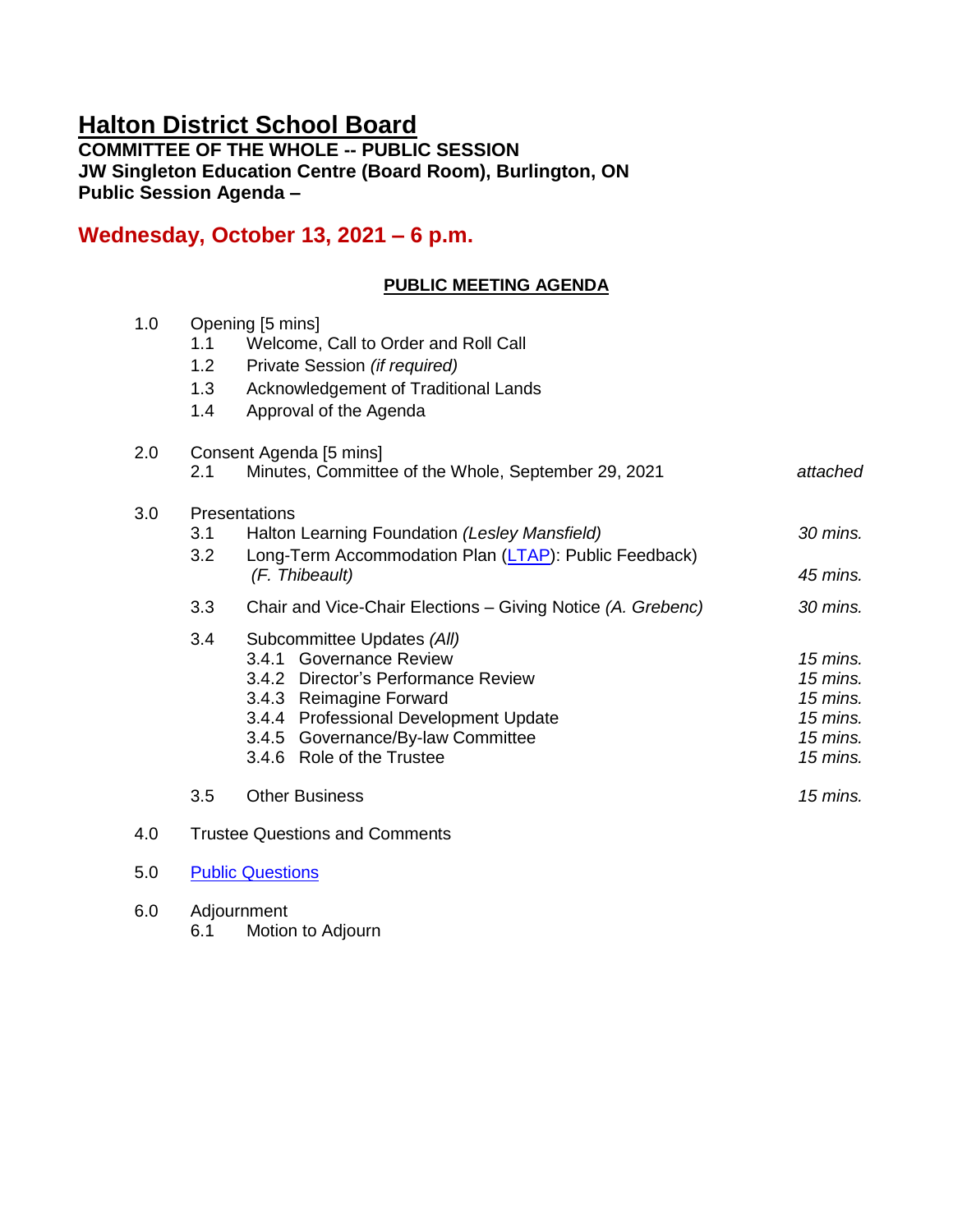# Halton District School Board

**COMMITTEE OF THE WHOLE -- PUBLIC SESSION**
**JW Singleton Education Centre (Board Room), Burlington, ON**
**Public Session Agenda –**

## Wednesday, October 13, 2021 – 6 p.m.

**PUBLIC MEETING AGENDA**

1.0 Opening [5 mins]
- 1.1 Welcome, Call to Order and Roll Call
- 1.2 Private Session *(if required)*
- 1.3 Acknowledgement of Traditional Lands
- 1.4 Approval of the Agenda

2.0 Consent Agenda [5 mins]
- 2.1 Minutes, Committee of the Whole, September 29, 2021 — *attached*

3.0 Presentations
- 3.1 Halton Learning Foundation *(Lesley Mansfield)* — *30 mins.*
- 3.2 Long-Term Accommodation Plan (LTAP): Public Feedback) *(F. Thibeault)* — *45 mins.*
- 3.3 Chair and Vice-Chair Elections – Giving Notice *(A. Grebenc)* — *30 mins.*
- 3.4 Subcommittee Updates *(All)*
  - 3.4.1 Governance Review — *15 mins.*
  - 3.4.2 Director's Performance Review — *15 mins.*
  - 3.4.3 Reimagine Forward — *15 mins.*
  - 3.4.4 Professional Development Update — *15 mins.*
  - 3.4.5 Governance/By-law Committee — *15 mins.*
  - 3.4.6 Role of the Trustee — *15 mins.*
- 3.5 Other Business — *15 mins.*

4.0 Trustee Questions and Comments

5.0 Public Questions

6.0 Adjournment
- 6.1 Motion to Adjourn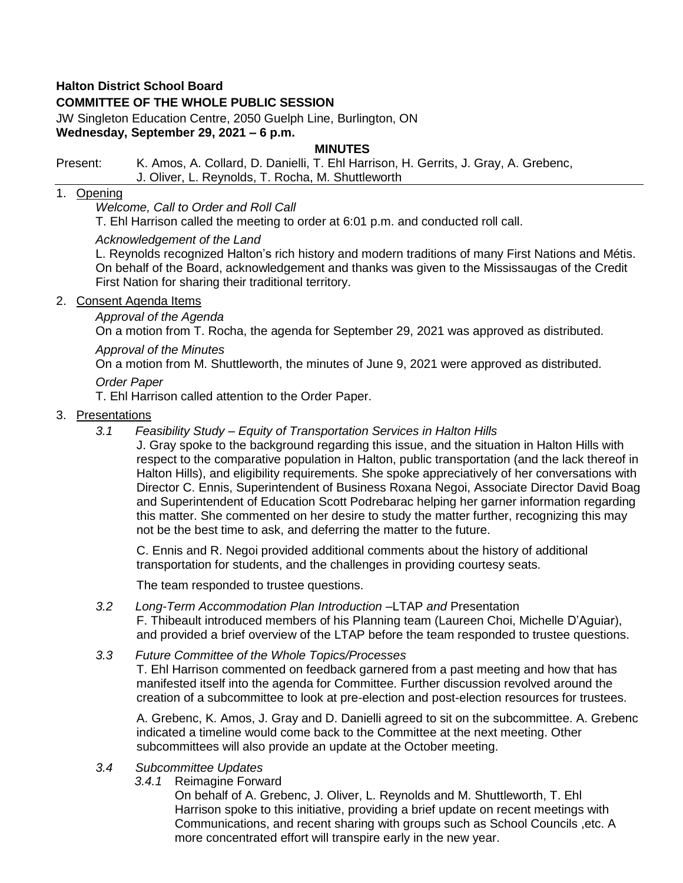**Halton District School Board**

**COMMITTEE OF THE WHOLE PUBLIC SESSION**

JW Singleton Education Centre, 2050 Guelph Line, Burlington, ON

**Wednesday, September 29, 2021 – 6 p.m.**

**MINUTES**

Present: K. Amos, A. Collard, D. Danielli, T. Ehl Harrison, H. Gerrits, J. Gray, A. Grebenc, J. Oliver, L. Reynolds, T. Rocha, M. Shuttleworth

1. Opening

   *Welcome, Call to Order and Roll Call*

   T. Ehl Harrison called the meeting to order at 6:01 p.m. and conducted roll call.

   *Acknowledgement of the Land*

   L. Reynolds recognized Halton's rich history and modern traditions of many First Nations and Métis. On behalf of the Board, acknowledgement and thanks was given to the Mississaugas of the Credit First Nation for sharing their traditional territory.

2. Consent Agenda Items

   *Approval of the Agenda*

   On a motion from T. Rocha, the agenda for September 29, 2021 was approved as distributed.

   *Approval of the Minutes*

   On a motion from M. Shuttleworth, the minutes of June 9, 2021 were approved as distributed.

   *Order Paper*

   T. Ehl Harrison called attention to the Order Paper.

3. Presentations

   *3.1 Feasibility Study – Equity of Transportation Services in Halton Hills*

   J. Gray spoke to the background regarding this issue, and the situation in Halton Hills with respect to the comparative population in Halton, public transportation (and the lack thereof in Halton Hills), and eligibility requirements. She spoke appreciatively of her conversations with Director C. Ennis, Superintendent of Business Roxana Negoi, Associate Director David Boag and Superintendent of Education Scott Podrebarac helping her garner information regarding this matter. She commented on her desire to study the matter further, recognizing this may not be the best time to ask, and deferring the matter to the future.

   C. Ennis and R. Negoi provided additional comments about the history of additional transportation for students, and the challenges in providing courtesy seats.

   The team responded to trustee questions.

   *3.2 Long-Term Accommodation Plan Introduction* –LTAP *and* Presentation

   F. Thibeault introduced members of his Planning team (Laureen Choi, Michelle D'Aguiar), and provided a brief overview of the LTAP before the team responded to trustee questions.

   *3.3 Future Committee of the Whole Topics/Processes*

   T. Ehl Harrison commented on feedback garnered from a past meeting and how that has manifested itself into the agenda for Committee. Further discussion revolved around the creation of a subcommittee to look at pre-election and post-election resources for trustees.

   A. Grebenc, K. Amos, J. Gray and D. Danielli agreed to sit on the subcommittee. A. Grebenc indicated a timeline would come back to the Committee at the next meeting. Other subcommittees will also provide an update at the October meeting.

   *3.4 Subcommittee Updates*

   *3.4.1* Reimagine Forward

   On behalf of A. Grebenc, J. Oliver, L. Reynolds and M. Shuttleworth, T. Ehl Harrison spoke to this initiative, providing a brief update on recent meetings with Communications, and recent sharing with groups such as School Councils ,etc. A more concentrated effort will transpire early in the new year.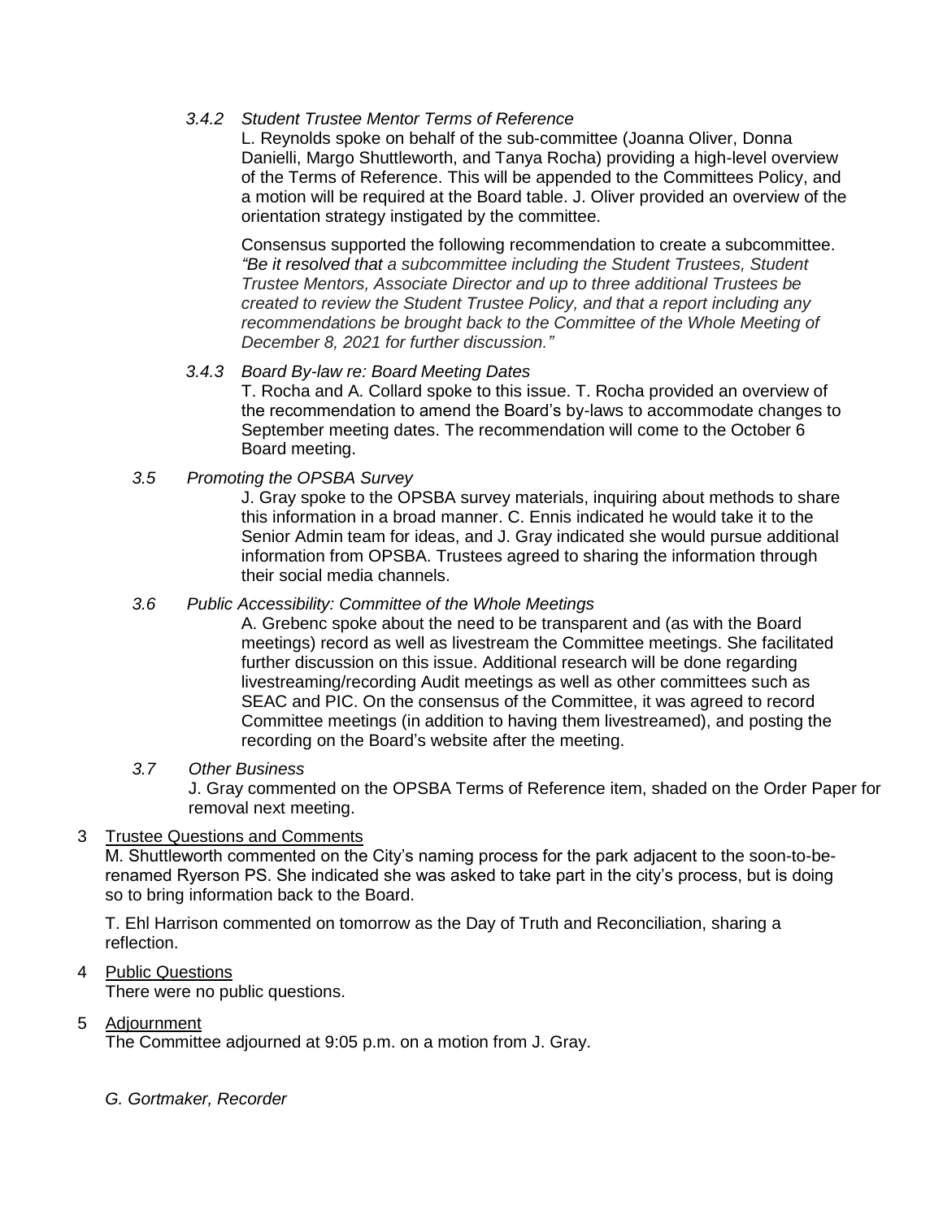*3.4.2 Student Trustee Mentor Terms of Reference*

L. Reynolds spoke on behalf of the sub-committee (Joanna Oliver, Donna Danielli, Margo Shuttleworth, and Tanya Rocha) providing a high-level overview of the Terms of Reference. This will be appended to the Committees Policy, and a motion will be required at the Board table. J. Oliver provided an overview of the orientation strategy instigated by the committee.

Consensus supported the following recommendation to create a subcommittee. *"Be it resolved that a subcommittee including the Student Trustees, Student Trustee Mentors, Associate Director and up to three additional Trustees be created to review the Student Trustee Policy, and that a report including any recommendations be brought back to the Committee of the Whole Meeting of December 8, 2021 for further discussion."*

*3.4.3 Board By-law re: Board Meeting Dates*

T. Rocha and A. Collard spoke to this issue. T. Rocha provided an overview of the recommendation to amend the Board's by-laws to accommodate changes to September meeting dates. The recommendation will come to the October 6 Board meeting.

*3.5 Promoting the OPSBA Survey*

J. Gray spoke to the OPSBA survey materials, inquiring about methods to share this information in a broad manner. C. Ennis indicated he would take it to the Senior Admin team for ideas, and J. Gray indicated she would pursue additional information from OPSBA. Trustees agreed to sharing the information through their social media channels.

*3.6 Public Accessibility: Committee of the Whole Meetings*

A. Grebenc spoke about the need to be transparent and (as with the Board meetings) record as well as livestream the Committee meetings. She facilitated further discussion on this issue. Additional research will be done regarding livestreaming/recording Audit meetings as well as other committees such as SEAC and PIC. On the consensus of the Committee, it was agreed to record Committee meetings (in addition to having them livestreamed), and posting the recording on the Board's website after the meeting.

*3.7 Other Business*

J. Gray commented on the OPSBA Terms of Reference item, shaded on the Order Paper for removal next meeting.

3 Trustee Questions and Comments

M. Shuttleworth commented on the City's naming process for the park adjacent to the soon-to-be-renamed Ryerson PS. She indicated she was asked to take part in the city's process, but is doing so to bring information back to the Board.

T. Ehl Harrison commented on tomorrow as the Day of Truth and Reconciliation, sharing a reflection.

4 Public Questions

There were no public questions.

5 Adjournment

The Committee adjourned at 9:05 p.m. on a motion from J. Gray.

*G. Gortmaker, Recorder*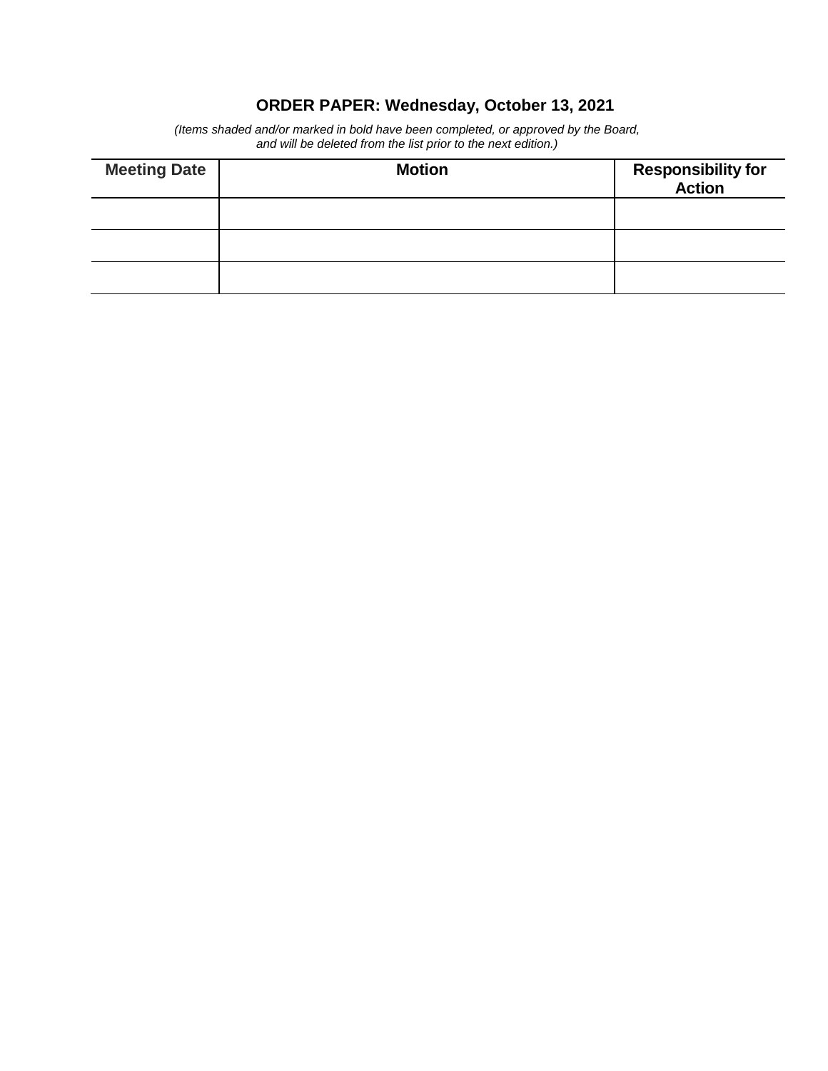## ORDER PAPER: Wednesday, October 13, 2021

*(Items shaded and/or marked in bold have been completed, or approved by the Board, and will be deleted from the list prior to the next edition.)*

| Meeting Date | Motion | Responsibility for Action |
|---|---|---|
| | | |
| | | |
| | | |